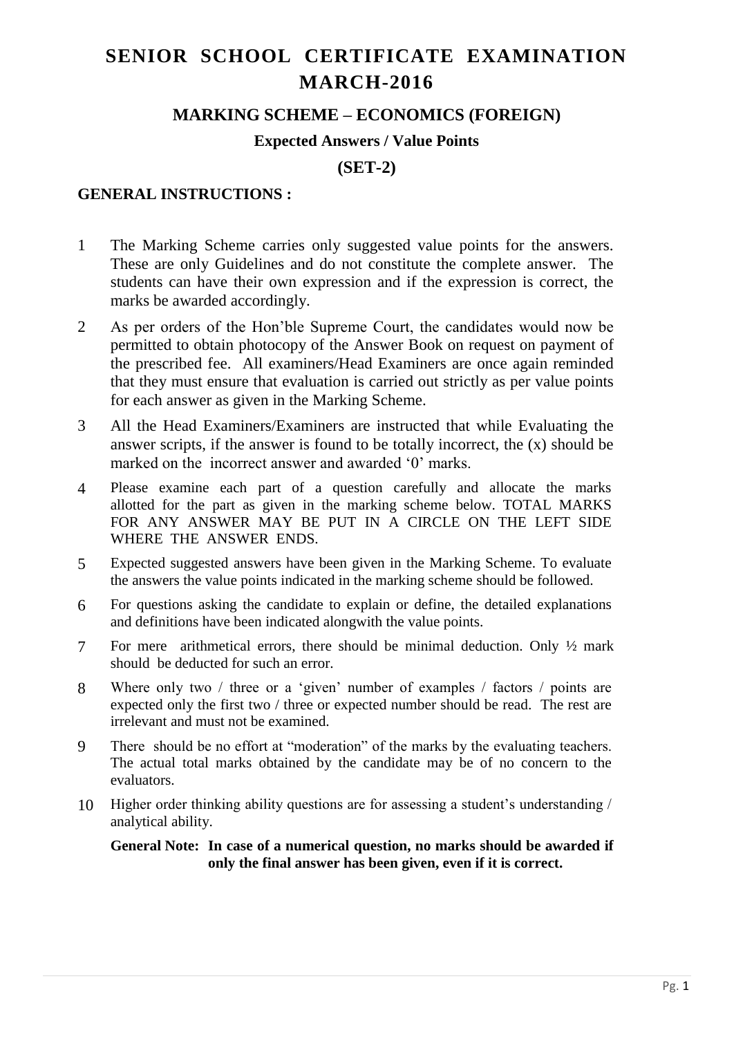# SENIOR SCHOOL CERTIFICATE EXAMINATION MARCH-2016

## MARKING SCHEME – ECONOMICS (FOREIGN)

### Expected Answers / Value Points

### (SET-2)

**GENERAL INSTRUCTIONS :**

1. The Marking Scheme carries only suggested value points for the answers. These are only Guidelines and do not constitute the complete answer. The students can have their own expression and if the expression is correct, the marks be awarded accordingly.
2. As per orders of the Hon'ble Supreme Court, the candidates would now be permitted to obtain photocopy of the Answer Book on request on payment of the prescribed fee. All examiners/Head Examiners are once again reminded that they must ensure that evaluation is carried out strictly as per value points for each answer as given in the Marking Scheme.
3. All the Head Examiners/Examiners are instructed that while Evaluating the answer scripts, if the answer is found to be totally incorrect, the (x) should be marked on the incorrect answer and awarded '0' marks.
4. Please examine each part of a question carefully and allocate the marks allotted for the part as given in the marking scheme below. TOTAL MARKS FOR ANY ANSWER MAY BE PUT IN A CIRCLE ON THE LEFT SIDE WHERE THE ANSWER ENDS.
5. Expected suggested answers have been given in the Marking Scheme. To evaluate the answers the value points indicated in the marking scheme should be followed.
6. For questions asking the candidate to explain or define, the detailed explanations and definitions have been indicated alongwith the value points.
7. For mere arithmetical errors, there should be minimal deduction. Only ½ mark should be deducted for such an error.
8. Where only two / three or a 'given' number of examples / factors / points are expected only the first two / three or expected number should be read. The rest are irrelevant and must not be examined.
9. There should be no effort at "moderation" of the marks by the evaluating teachers. The actual total marks obtained by the candidate may be of no concern to the evaluators.
10. Higher order thinking ability questions are for assessing a student's understanding / analytical ability.

**General Note: In case of a numerical question, no marks should be awarded if only the final answer has been given, even if it is correct.**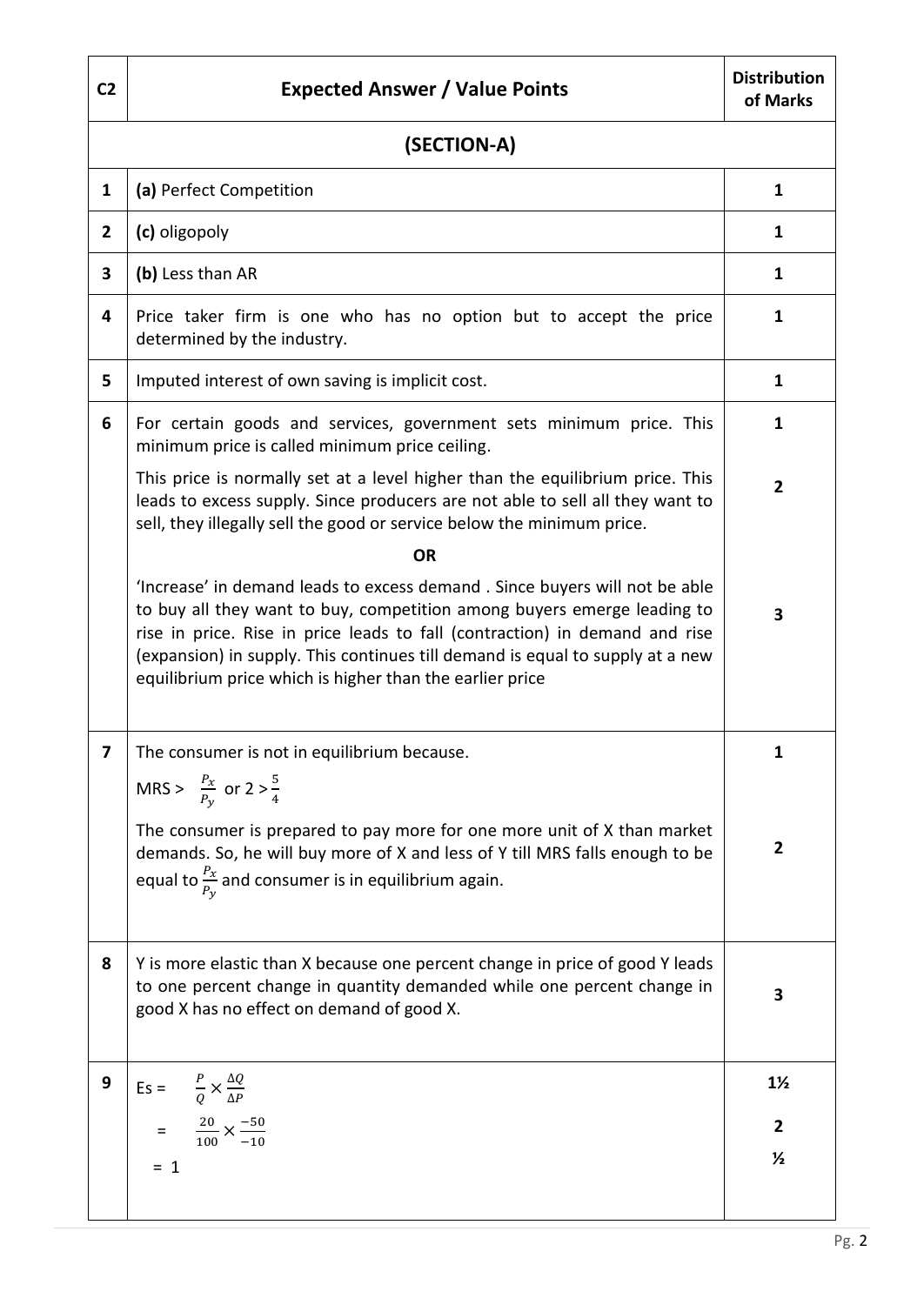| C2 | Expected Answer / Value Points | Distribution of Marks |
|---|---|---|
| | **(SECTION-A)** | |
| **1** | **(a)** Perfect Competition | **1** |
| **2** | **(c)** oligopoly | **1** |
| **3** | **(b)** Less than AR | **1** |
| **4** | Price taker firm is one who has no option but to accept the price determined by the industry. | **1** |
| **5** | Imputed interest of own saving is implicit cost. | **1** |
| **6** | For certain goods and services, government sets minimum price. This minimum price is called minimum price ceiling. | **1** |
| | This price is normally set at a level higher than the equilibrium price. This leads to excess supply. Since producers are not able to sell all they want to sell, they illegally sell the good or service below the minimum price. | **2** |
| | **OR** | |
| | 'Increase' in demand leads to excess demand . Since buyers will not be able to buy all they want to buy, competition among buyers emerge leading to rise in price. Rise in price leads to fall (contraction) in demand and rise (expansion) in supply. This continues till demand is equal to supply at a new equilibrium price which is higher than the earlier price | **3** |
| **7** | The consumer is not in equilibrium because. MRS > $\frac{P_x}{P_y}$ or $2 > \frac{5}{4}$ | **1** |
| | The consumer is prepared to pay more for one more unit of X than market demands. So, he will buy more of X and less of Y till MRS falls enough to be equal to $\frac{P_x}{P_y}$ and consumer is in equilibrium again. | **2** |
| **8** | Y is more elastic than X because one percent change in price of good Y leads to one percent change in quantity demanded while one percent change in good X has no effect on demand of good X. | **3** |
| **9** | Es = $\frac{P}{Q} \times \frac{\Delta Q}{\Delta P}$ | **1½** |
| | = $\frac{20}{100} \times \frac{-50}{-10}$ | **2** |
| | = 1 | **½** |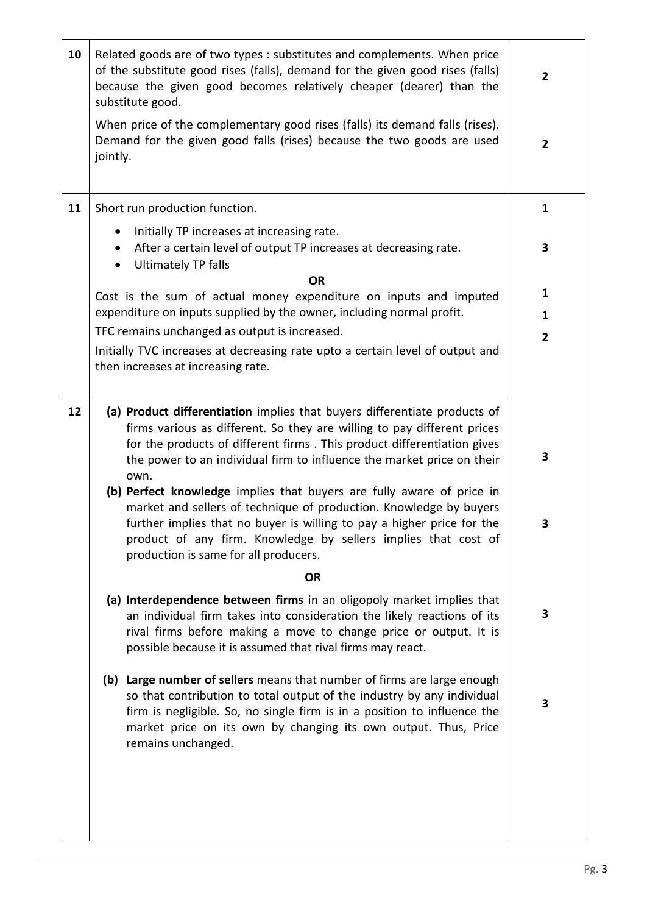| | | |
|---|---|---|
| 10 | Related goods are of two types : substitutes and complements. When price of the substitute good rises (falls), demand for the given good rises (falls) because the given good becomes relatively cheaper (dearer) than the substitute good.<br><br>When price of the complementary good rises (falls) its demand falls (rises). Demand for the given good falls (rises) because the two goods are used jointly. | 2<br><br><br>2 |
| 11 | Short run production function.<br>• Initially TP increases at increasing rate.<br>• After a certain level of output TP increases at decreasing rate.<br>• Ultimately TP falls<br>**OR**<br>Cost is the sum of actual money expenditure on inputs and imputed expenditure on inputs supplied by the owner, including normal profit.<br>TFC remains unchanged as output is increased.<br>Initially TVC increases at decreasing rate upto a certain level of output and then increases at increasing rate. | 1<br><br>3<br><br><br>1<br><br>1<br>2 |
| 12 | (a) **Product differentiation** implies that buyers differentiate products of firms various as different. So they are willing to pay different prices for the products of different firms . This product differentiation gives the power to an individual firm to influence the market price on their own.<br>(b) **Perfect knowledge** implies that buyers are fully aware of price in market and sellers of technique of production. Knowledge by buyers further implies that no buyer is willing to pay a higher price for the product of any firm. Knowledge by sellers implies that cost of production is same for all producers.<br>**OR**<br>(a) **Interdependence between firms** in an oligopoly market implies that an individual firm takes into consideration the likely reactions of its rival firms before making a move to change price or output. It is possible because it is assumed that rival firms may react.<br>(b) **Large number of sellers** means that number of firms are large enough so that contribution to total output of the industry by any individual firm is negligible. So, no single firm is in a position to influence the market price on its own by changing its own output. Thus, Price remains unchanged. | 3<br><br><br>3<br><br><br>3<br><br><br>3 |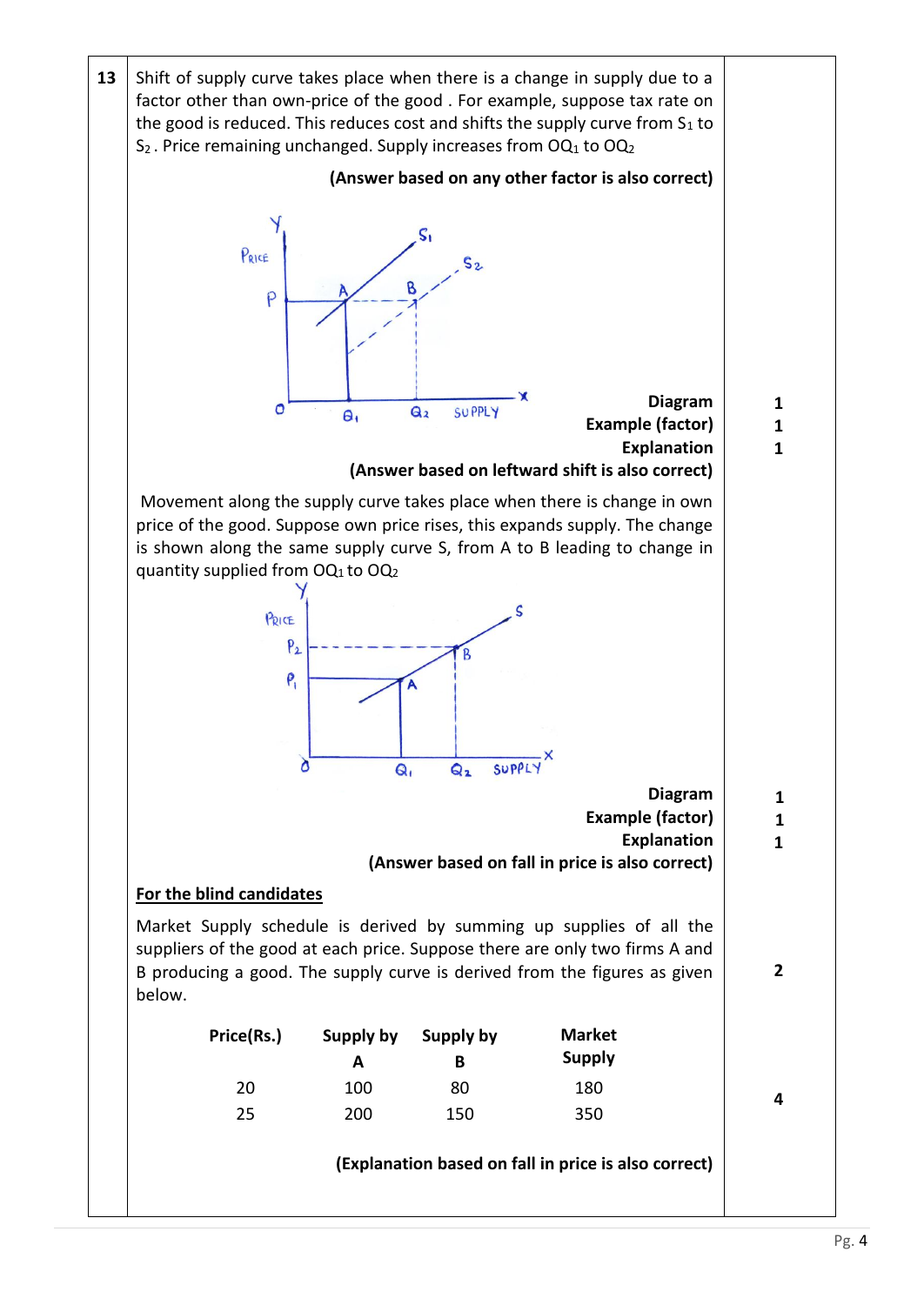**13**

Shift of supply curve takes place when there is a change in supply due to a factor other than own-price of the good . For example, suppose tax rate on the good is reduced. This reduces cost and shifts the supply curve from $S_1$ to $S_2$ . Price remaining unchanged. Supply increases from $OQ_1$ to $OQ_2$

**(Answer based on any other factor is also correct)**

| | Marks |
|---|---|
| **Diagram** | 1 |
| **Example (factor)** | 1 |
| **Explanation** | 1 |

**(Answer based on leftward shift is also correct)**

Movement along the supply curve takes place when there is change in own price of the good. Suppose own price rises, this expands supply. The change is shown along the same supply curve S, from A to B leading to change in quantity supplied from $OQ_1$ to $OQ_2$

| | Marks |
|---|---|
| **Diagram** | 1 |
| **Example (factor)** | 1 |
| **Explanation** | 1 |

**(Answer based on fall in price is also correct)**

**For the blind candidates**

Market Supply schedule is derived by summing up supplies of all the suppliers of the good at each price. Suppose there are only two firms A and B producing a good. The supply curve is derived from the figures as given below. — 2

| Price(Rs.) | Supply by A | Supply by B | Market Supply |
|---|---|---|---|
| 20 | 100 | 80 | 180 |
| 25 | 200 | 150 | 350 |

4

**(Explanation based on fall in price is also correct)**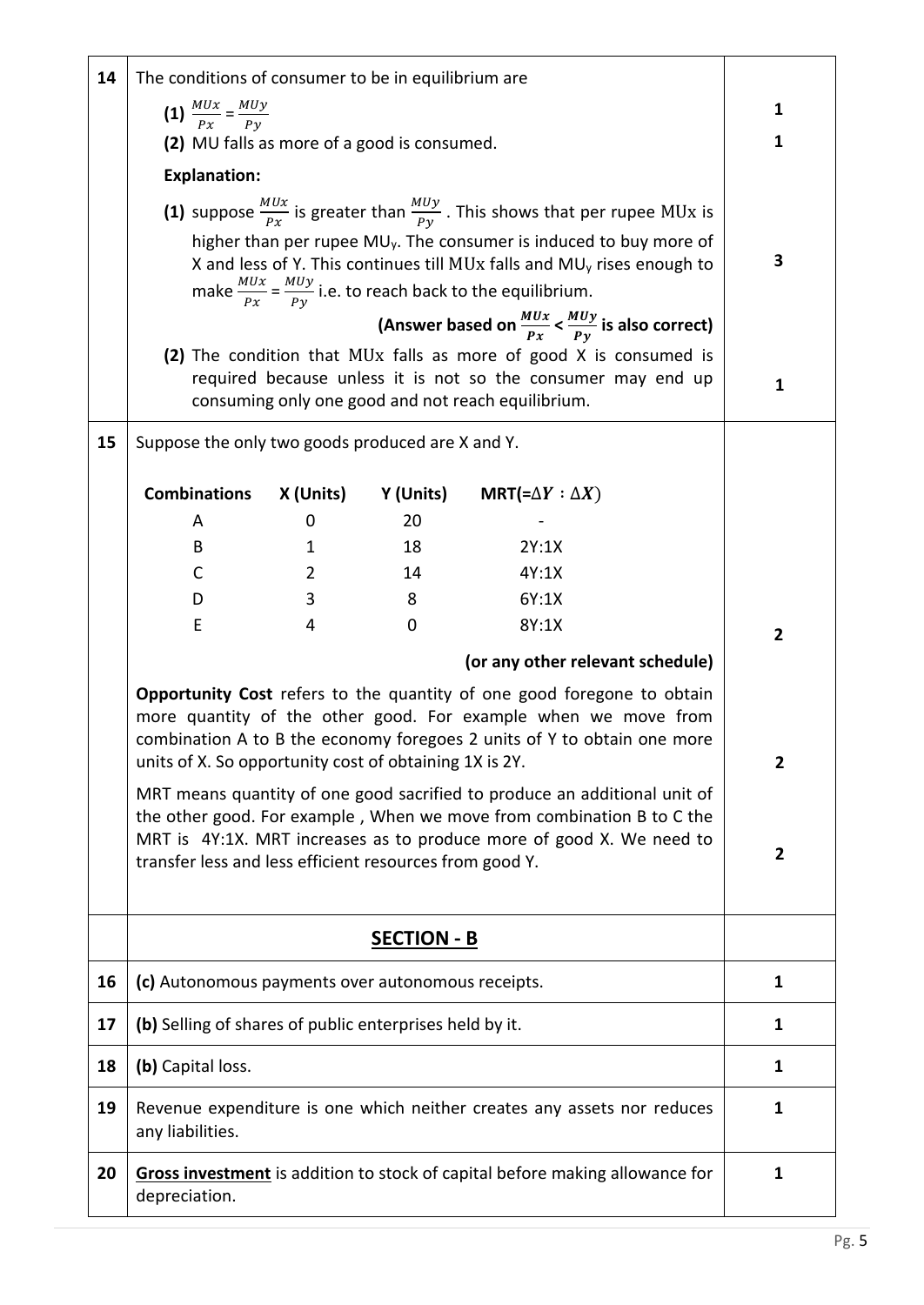| Q. No. | Answer | Marks |
|---|---|---|
| 14 | The conditions of consumer to be in equilibrium are<br>**(1)** $\frac{MUx}{Px} = \frac{MUy}{Py}$<br>**(2)** MU falls as more of a good is consumed. | 1<br>1 |
| | **Explanation:**<br>**(1)** suppose $\frac{MUx}{Px}$ is greater than $\frac{MUy}{Py}$. This shows that per rupee MUx is higher than per rupee $MU_y$. The consumer is induced to buy more of X and less of Y. This continues till MUx falls and $MU_y$ rises enough to make $\frac{MUx}{Px} = \frac{MUy}{Py}$ i.e. to reach back to the equilibrium. | 3 |
| | **(Answer based on $\frac{MUx}{Px} < \frac{MUy}{Py}$ is also correct)**<br>**(2)** The condition that MUx falls as more of good X is consumed is required because unless it is not so the consumer may end up consuming only one good and not reach equilibrium. | 1 |
| 15 | Suppose the only two goods produced are X and Y.<br><br>**Combinations** / **X (Units)** / **Y (Units)** / **MRT(=$\Delta Y : \Delta X$)**<br>A / 0 / 20 / -<br>B / 1 / 18 / 2Y:1X<br>C / 2 / 14 / 4Y:1X<br>D / 3 / 8 / 6Y:1X<br>E / 4 / 0 / 8Y:1X<br><br>**(or any other relevant schedule)** | 2 |
| | **Opportunity Cost** refers to the quantity of one good foregone to obtain more quantity of the other good. For example when we move from combination A to B the economy foregoes 2 units of Y to obtain one more units of X. So opportunity cost of obtaining 1X is 2Y. | 2 |
| | MRT means quantity of one good sacrified to produce an additional unit of the other good. For example , When we move from combination B to C the MRT is 4Y:1X. MRT increases as to produce more of good X. We need to transfer less and less efficient resources from good Y. | 2 |
| | **SECTION - B** | |
| 16 | **(c)** Autonomous payments over autonomous receipts. | 1 |
| 17 | **(b)** Selling of shares of public enterprises held by it. | 1 |
| 18 | **(b)** Capital loss. | 1 |
| 19 | Revenue expenditure is one which neither creates any assets nor reduces any liabilities. | 1 |
| 20 | **Gross investment** is addition to stock of capital before making allowance for depreciation. | 1 |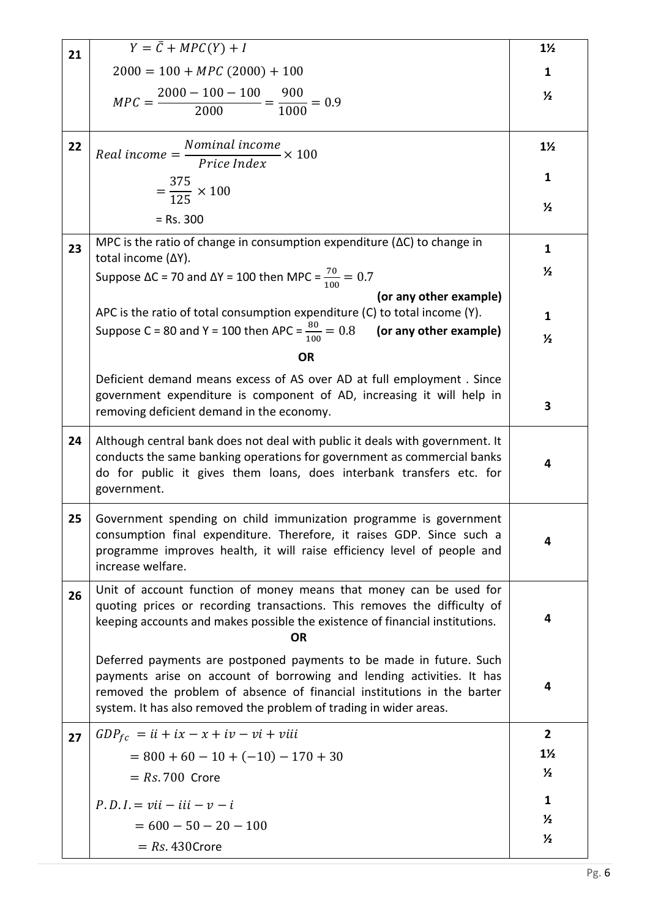| | | |
|---|---|---|
| 21 | $Y = \bar{C} + MPC(Y) + I$<br>$2000 = 100 + MPC\ (2000) + 100$<br>$MPC = \frac{2000 - 100 - 100}{2000} = \frac{900}{1000} = 0.9$ | 1½<br>1<br>½ |
| 22 | $Real\ income = \frac{Nominal\ income}{Price\ Index} \times 100$<br>$= \frac{375}{125} \times 100$<br>= Rs. 300 | 1½<br>1<br>½ |
| 23 | MPC is the ratio of change in consumption expenditure (ΔC) to change in total income (ΔY).<br>Suppose ΔC = 70 and ΔY = 100 then MPC = $\frac{70}{100} = 0.7$<br>**(or any other example)**<br>APC is the ratio of total consumption expenditure (C) to total income (Y).<br>Suppose C = 80 and Y = 100 then APC = $\frac{80}{100} = 0.8$ **(or any other example)**<br>**OR**<br>Deficient demand means excess of AS over AD at full employment . Since government expenditure is component of AD, increasing it will help in removing deficient demand in the economy. | 1<br>½<br><br>1<br>½<br><br>3 |
| 24 | Although central bank does not deal with public it deals with government. It conducts the same banking operations for government as commercial banks do for public it gives them loans, does interbank transfers etc. for government. | 4 |
| 25 | Government spending on child immunization programme is government consumption final expenditure. Therefore, it raises GDP. Since such a programme improves health, it will raise efficiency level of people and increase welfare. | 4 |
| 26 | Unit of account function of money means that money can be used for quoting prices or recording transactions. This removes the difficulty of keeping accounts and makes possible the existence of financial institutions.<br>**OR**<br>Deferred payments are postponed payments to be made in future. Such payments arise on account of borrowing and lending activities. It has removed the problem of absence of financial institutions in the barter system. It has also removed the problem of trading in wider areas. | 4<br><br>4 |
| 27 | $GDP_{fc} = ii + ix - x + iv - vi + viii$<br>$= 800 + 60 - 10 + (-10) - 170 + 30$<br>$= Rs. 700$ Crore<br>$P.D.I. = vii - iii - v - i$<br>$= 600 - 50 - 20 - 100$<br>$= Rs. 430$Crore | 2<br>1½<br>½<br>1<br>½<br>½ |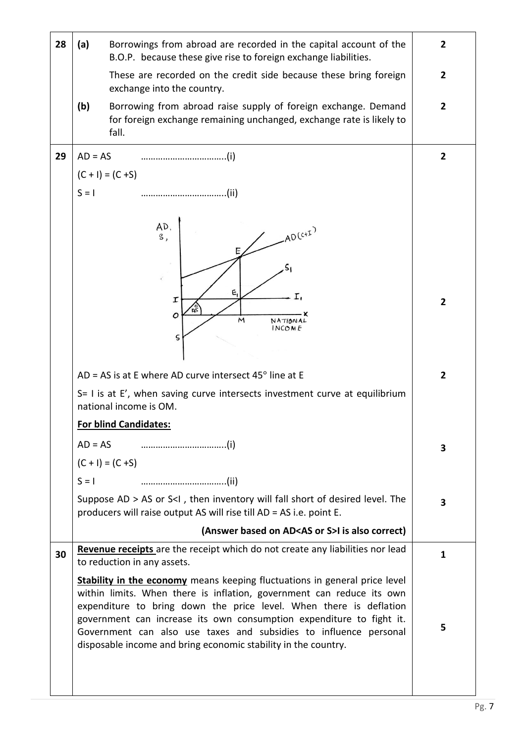| Q. No. | | Answer | Marks |
|---|---|---|---|
| 28 | (a) | Borrowings from abroad are recorded in the capital account of the B.O.P. because these give rise to foreign exchange liabilities. | 2 |
| | | These are recorded on the credit side because these bring foreign exchange into the country. | 2 |
| | (b) | Borrowing from abroad raise supply of foreign exchange. Demand for foreign exchange remaining unchanged, exchange rate is likely to fall. | 2 |
| 29 | | AD = AS ……………………………(i)<br>(C + I) = (C +S)<br>S = I ……………………………(ii) | 2 |
| | | [Diagram: AD, S on Y-axis; NATIONAL INCOME on X-axis; AD(C+I) curve, 45° line, S₁ curve, I₁ line; points E, E₁, M, O, I, S] | 2 |
| | | AD = AS is at E where AD curve intersect 45° line at E<br>S= I is at E', when saving curve intersects investment curve at equilibrium national income is OM. | 2 |
| | | **For blind Candidates:**<br>AD = AS ……………………………(i)<br>(C + I) = (C +S)<br>S = I ……………………………(ii) | 3 |
| | | Suppose AD > AS or S<I , then inventory will fall short of desired level. The producers will raise output AS will rise till AD = AS i.e. point E. | 3 |
| | | **(Answer based on AD<AS or S>I is also correct)** | |
| 30 | | **Revenue receipts** are the receipt which do not create any liabilities nor lead to reduction in any assets. | 1 |
| | | **Stability in the economy** means keeping fluctuations in general price level within limits. When there is inflation, government can reduce its own expenditure to bring down the price level. When there is deflation government can increase its own consumption expenditure to fight it. Government can also use taxes and subsidies to influence personal disposable income and bring economic stability in the country. | 5 |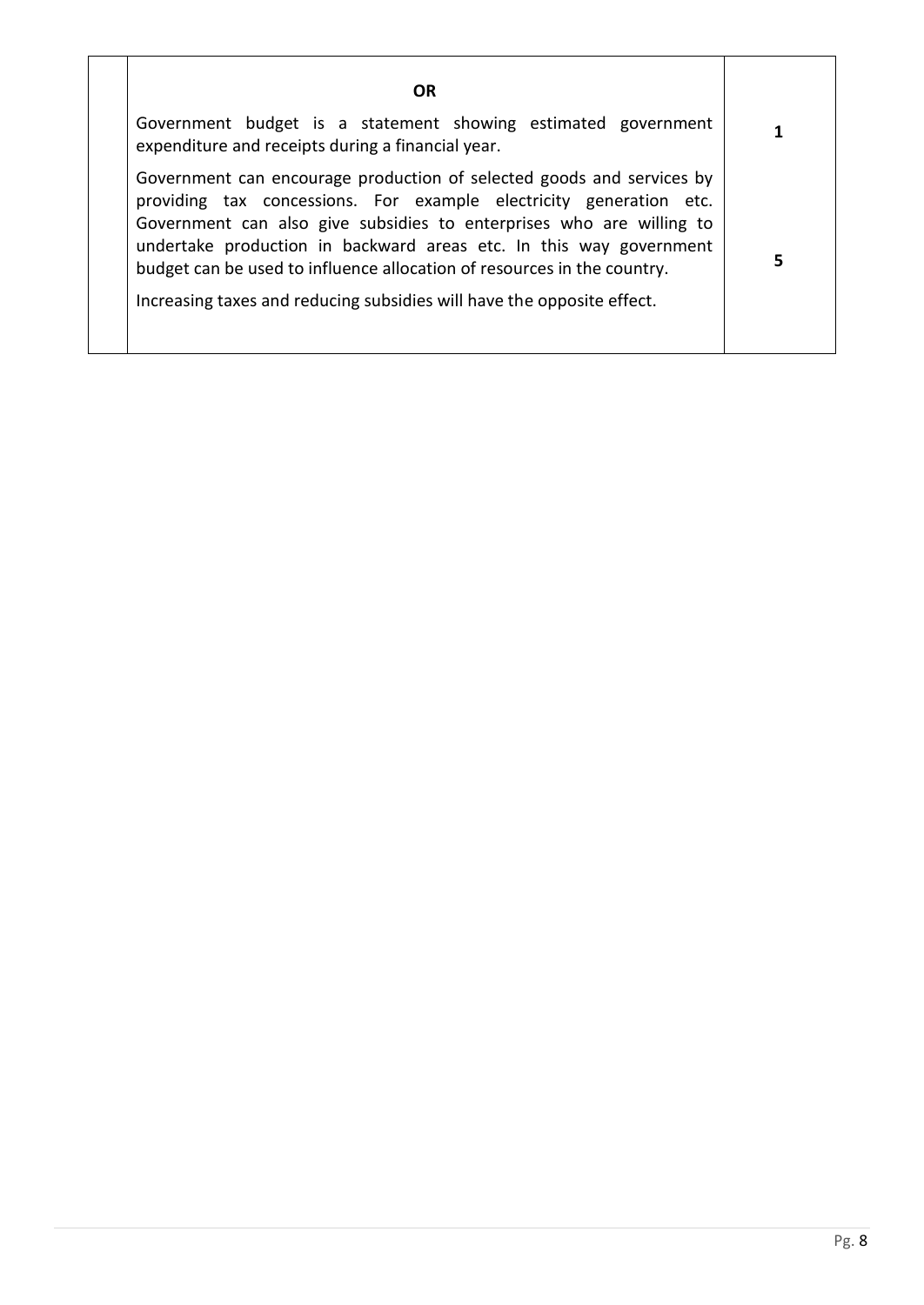| | | |
|---|---|---|
| | **OR** | |
| | Government budget is a statement showing estimated government expenditure and receipts during a financial year. | **1** |
| | Government can encourage production of selected goods and services by providing tax concessions. For example electricity generation etc. Government can also give subsidies to enterprises who are willing to undertake production in backward areas etc. In this way government budget can be used to influence allocation of resources in the country.<br><br>Increasing taxes and reducing subsidies will have the opposite effect. | **5** |